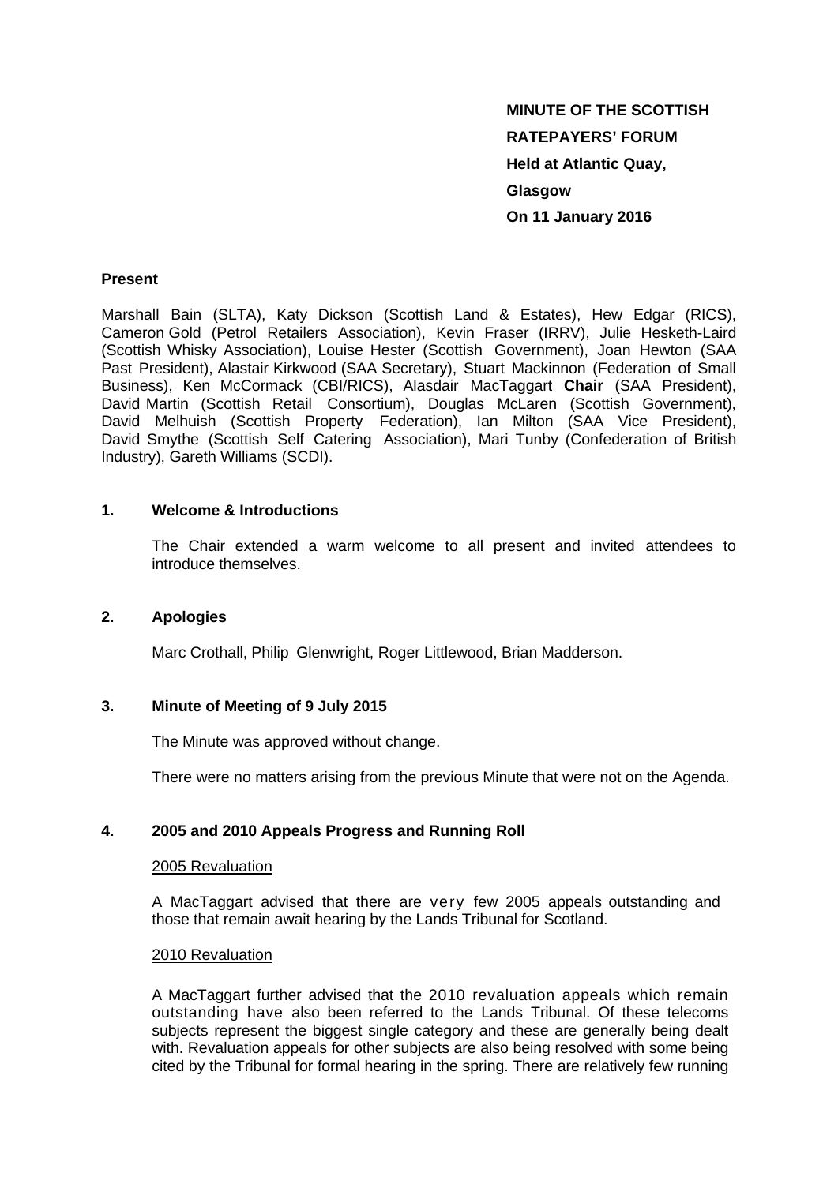**MINUTE OF THE SCOTTISH RATEPAYERS' FORUM**
**Held at Atlantic Quay, Glasgow**
**On 11 January 2016**

**Present**

Marshall Bain (SLTA), Katy Dickson (Scottish Land & Estates), Hew Edgar (RICS), Cameron Gold (Petrol Retailers Association), Kevin Fraser (IRRV), Julie Hesketh-Laird (Scottish Whisky Association), Louise Hester (Scottish Government), Joan Hewton (SAA Past President), Alastair Kirkwood (SAA Secretary), Stuart Mackinnon (Federation of Small Business), Ken McCormack (CBI/RICS), Alasdair MacTaggart **Chair** (SAA President), David Martin (Scottish Retail Consortium), Douglas McLaren (Scottish Government), David Melhuish (Scottish Property Federation), Ian Milton (SAA Vice President), David Smythe (Scottish Self Catering Association), Mari Tunby (Confederation of British Industry), Gareth Williams (SCDI).

## 1. Welcome & Introductions

The Chair extended a warm welcome to all present and invited attendees to introduce themselves.

## 2. Apologies

Marc Crothall, Philip Glenwright, Roger Littlewood, Brian Madderson.

## 3. Minute of Meeting of 9 July 2015

The Minute was approved without change.

There were no matters arising from the previous Minute that were not on the Agenda.

## 4. 2005 and 2010 Appeals Progress and Running Roll

2005 Revaluation

A MacTaggart advised that there are very few 2005 appeals outstanding and those that remain await hearing by the Lands Tribunal for Scotland.

2010 Revaluation

A MacTaggart further advised that the 2010 revaluation appeals which remain outstanding have also been referred to the Lands Tribunal. Of these telecoms subjects represent the biggest single category and these are generally being dealt with. Revaluation appeals for other subjects are also being resolved with some being cited by the Tribunal for formal hearing in the spring. There are relatively few running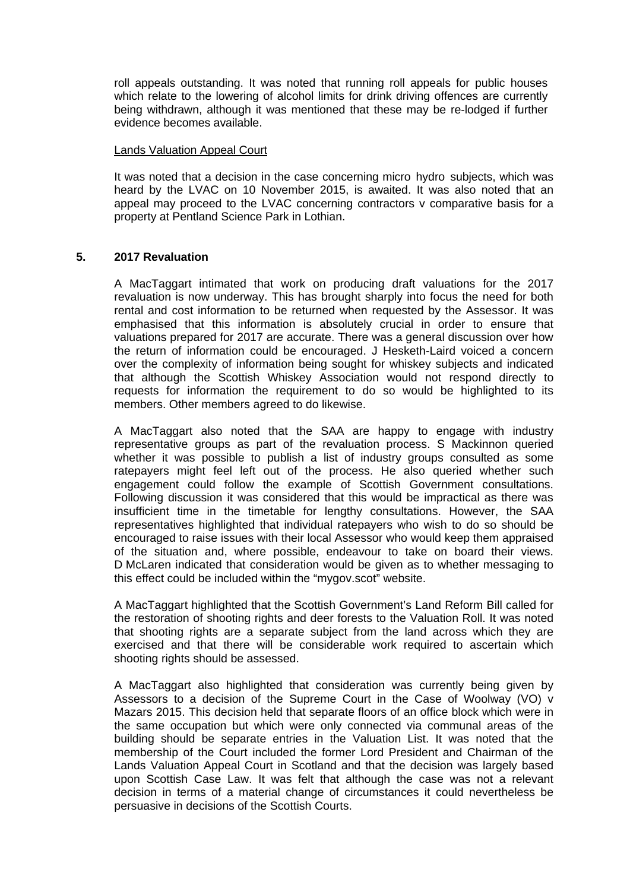roll appeals outstanding. It was noted that running roll appeals for public houses which relate to the lowering of alcohol limits for drink driving offences are currently being withdrawn, although it was mentioned that these may be re-lodged if further evidence becomes available.

Lands Valuation Appeal Court

It was noted that a decision in the case concerning micro hydro subjects, which was heard by the LVAC on 10 November 2015, is awaited. It was also noted that an appeal may proceed to the LVAC concerning contractors v comparative basis for a property at Pentland Science Park in Lothian.

## 5. 2017 Revaluation

A MacTaggart intimated that work on producing draft valuations for the 2017 revaluation is now underway. This has brought sharply into focus the need for both rental and cost information to be returned when requested by the Assessor. It was emphasised that this information is absolutely crucial in order to ensure that valuations prepared for 2017 are accurate. There was a general discussion over how the return of information could be encouraged. J Hesketh-Laird voiced a concern over the complexity of information being sought for whiskey subjects and indicated that although the Scottish Whiskey Association would not respond directly to requests for information the requirement to do so would be highlighted to its members. Other members agreed to do likewise.

A MacTaggart also noted that the SAA are happy to engage with industry representative groups as part of the revaluation process. S Mackinnon queried whether it was possible to publish a list of industry groups consulted as some ratepayers might feel left out of the process. He also queried whether such engagement could follow the example of Scottish Government consultations. Following discussion it was considered that this would be impractical as there was insufficient time in the timetable for lengthy consultations. However, the SAA representatives highlighted that individual ratepayers who wish to do so should be encouraged to raise issues with their local Assessor who would keep them appraised of the situation and, where possible, endeavour to take on board their views. D McLaren indicated that consideration would be given as to whether messaging to this effect could be included within the "mygov.scot" website.

A MacTaggart highlighted that the Scottish Government's Land Reform Bill called for the restoration of shooting rights and deer forests to the Valuation Roll. It was noted that shooting rights are a separate subject from the land across which they are exercised and that there will be considerable work required to ascertain which shooting rights should be assessed.

A MacTaggart also highlighted that consideration was currently being given by Assessors to a decision of the Supreme Court in the Case of Woolway (VO) v Mazars 2015. This decision held that separate floors of an office block which were in the same occupation but which were only connected via communal areas of the building should be separate entries in the Valuation List. It was noted that the membership of the Court included the former Lord President and Chairman of the Lands Valuation Appeal Court in Scotland and that the decision was largely based upon Scottish Case Law. It was felt that although the case was not a relevant decision in terms of a material change of circumstances it could nevertheless be persuasive in decisions of the Scottish Courts.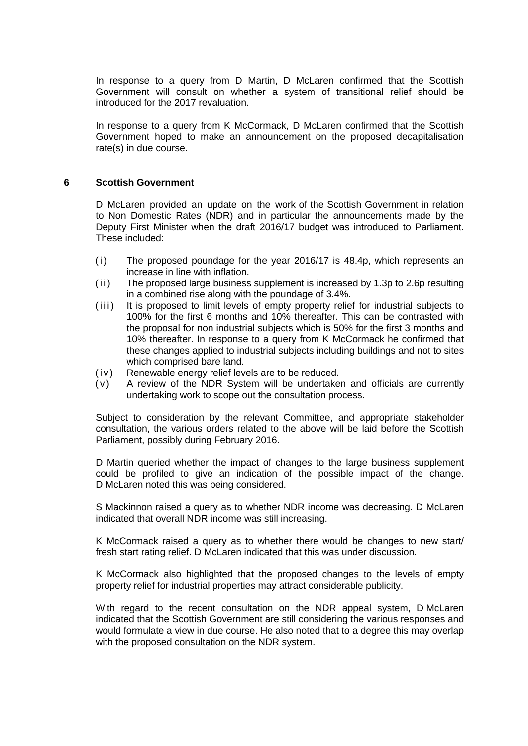In response to a query from D Martin, D McLaren confirmed that the Scottish Government will consult on whether a system of transitional relief should be introduced for the 2017 revaluation.

In response to a query from K McCormack, D McLaren confirmed that the Scottish Government hoped to make an announcement on the proposed decapitalisation rate(s) in due course.

## 6 Scottish Government

D McLaren provided an update on the work of the Scottish Government in relation to Non Domestic Rates (NDR) and in particular the announcements made by the Deputy First Minister when the draft 2016/17 budget was introduced to Parliament. These included:

(i) The proposed poundage for the year 2016/17 is 48.4p, which represents an increase in line with inflation.

(ii) The proposed large business supplement is increased by 1.3p to 2.6p resulting in a combined rise along with the poundage of 3.4%.

(iii) It is proposed to limit levels of empty property relief for industrial subjects to 100% for the first 6 months and 10% thereafter. This can be contrasted with the proposal for non industrial subjects which is 50% for the first 3 months and 10% thereafter. In response to a query from K McCormack he confirmed that these changes applied to industrial subjects including buildings and not to sites which comprised bare land.

(iv) Renewable energy relief levels are to be reduced.

(v) A review of the NDR System will be undertaken and officials are currently undertaking work to scope out the consultation process.

Subject to consideration by the relevant Committee, and appropriate stakeholder consultation, the various orders related to the above will be laid before the Scottish Parliament, possibly during February 2016.

D Martin queried whether the impact of changes to the large business supplement could be profiled to give an indication of the possible impact of the change. D McLaren noted this was being considered.

S Mackinnon raised a query as to whether NDR income was decreasing. D McLaren indicated that overall NDR income was still increasing.

K McCormack raised a query as to whether there would be changes to new start/ fresh start rating relief. D McLaren indicated that this was under discussion.

K McCormack also highlighted that the proposed changes to the levels of empty property relief for industrial properties may attract considerable publicity.

With regard to the recent consultation on the NDR appeal system, D McLaren indicated that the Scottish Government are still considering the various responses and would formulate a view in due course. He also noted that to a degree this may overlap with the proposed consultation on the NDR system.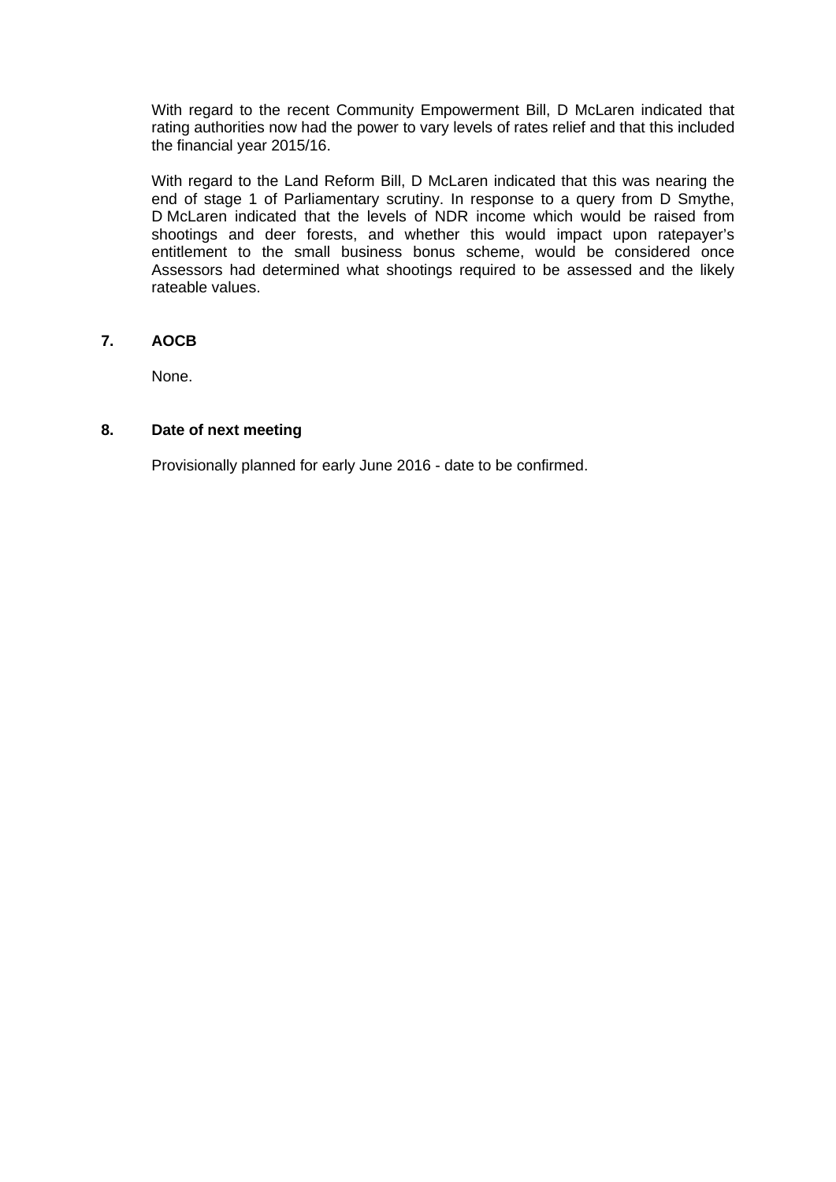With regard to the recent Community Empowerment Bill, D McLaren indicated that rating authorities now had the power to vary levels of rates relief and that this included the financial year 2015/16.

With regard to the Land Reform Bill, D McLaren indicated that this was nearing the end of stage 1 of Parliamentary scrutiny. In response to a query from D Smythe, D McLaren indicated that the levels of NDR income which would be raised from shootings and deer forests, and whether this would impact upon ratepayer's entitlement to the small business bonus scheme, would be considered once Assessors had determined what shootings required to be assessed and the likely rateable values.

**7. AOCB**

None.

**8. Date of next meeting**

Provisionally planned for early June 2016 - date to be confirmed.